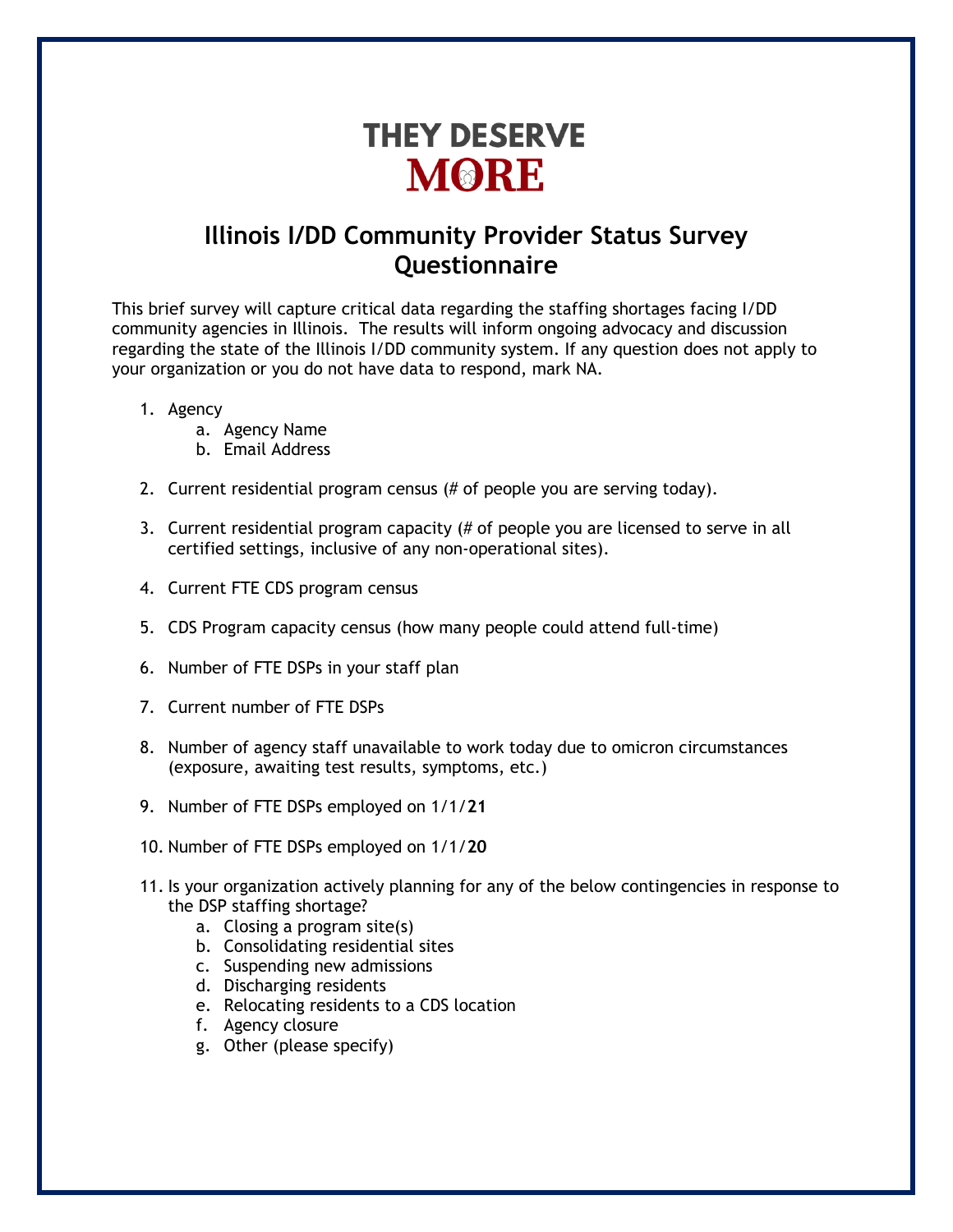THEY DESERVE
MORE

## Illinois I/DD Community Provider Status Survey Questionnaire

This brief survey will capture critical data regarding the staffing shortages facing I/DD community agencies in Illinois. The results will inform ongoing advocacy and discussion regarding the state of the Illinois I/DD community system. If any question does not apply to your organization or you do not have data to respond, mark NA.

1. Agency
    a. Agency Name
    b. Email Address

2. Current residential program census (# of people you are serving today).

3. Current residential program capacity (# of people you are licensed to serve in all certified settings, inclusive of any non-operational sites).

4. Current FTE CDS program census

5. CDS Program capacity census (how many people could attend full-time)

6. Number of FTE DSPs in your staff plan

7. Current number of FTE DSPs

8. Number of agency staff unavailable to work today due to omicron circumstances (exposure, awaiting test results, symptoms, etc.)

9. Number of FTE DSPs employed on 1/1/**21**

10. Number of FTE DSPs employed on 1/1/**20**

11. Is your organization actively planning for any of the below contingencies in response to the DSP staffing shortage?
    a. Closing a program site(s)
    b. Consolidating residential sites
    c. Suspending new admissions
    d. Discharging residents
    e. Relocating residents to a CDS location
    f. Agency closure
    g. Other (please specify)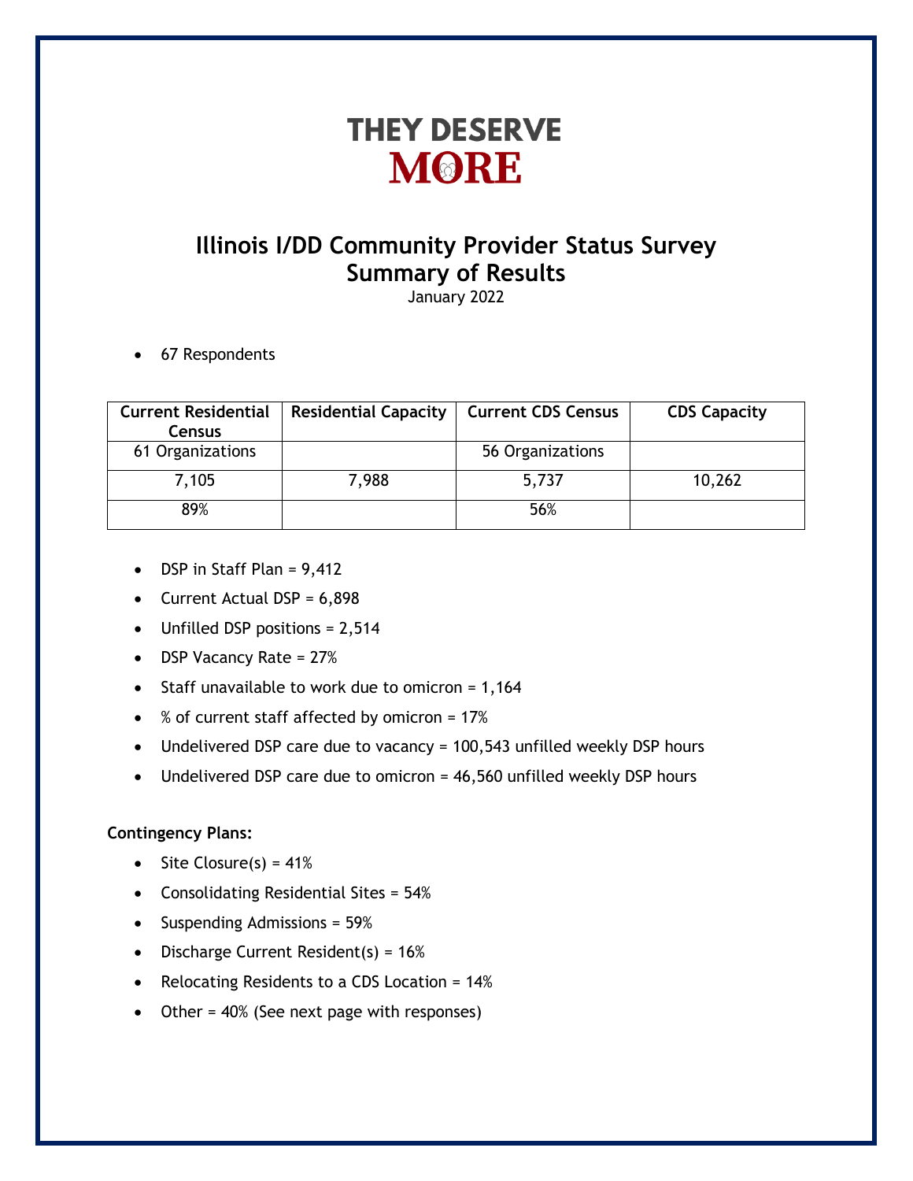# THEY DESERVE MORE

## Illinois I/DD Community Provider Status Survey Summary of Results

January 2022

- 67 Respondents

| Current Residential Census | Residential Capacity | Current CDS Census | CDS Capacity |
|---|---|---|---|
| 61 Organizations | | 56 Organizations | |
| 7,105 | 7,988 | 5,737 | 10,262 |
| 89% | | 56% | |

- DSP in Staff Plan = 9,412
- Current Actual DSP = 6,898
- Unfilled DSP positions = 2,514
- DSP Vacancy Rate = 27%
- Staff unavailable to work due to omicron = 1,164
- % of current staff affected by omicron = 17%
- Undelivered DSP care due to vacancy = 100,543 unfilled weekly DSP hours
- Undelivered DSP care due to omicron = 46,560 unfilled weekly DSP hours

**Contingency Plans:**

- Site Closure(s) = 41%
- Consolidating Residential Sites = 54%
- Suspending Admissions = 59%
- Discharge Current Resident(s) = 16%
- Relocating Residents to a CDS Location = 14%
- Other = 40% (See next page with responses)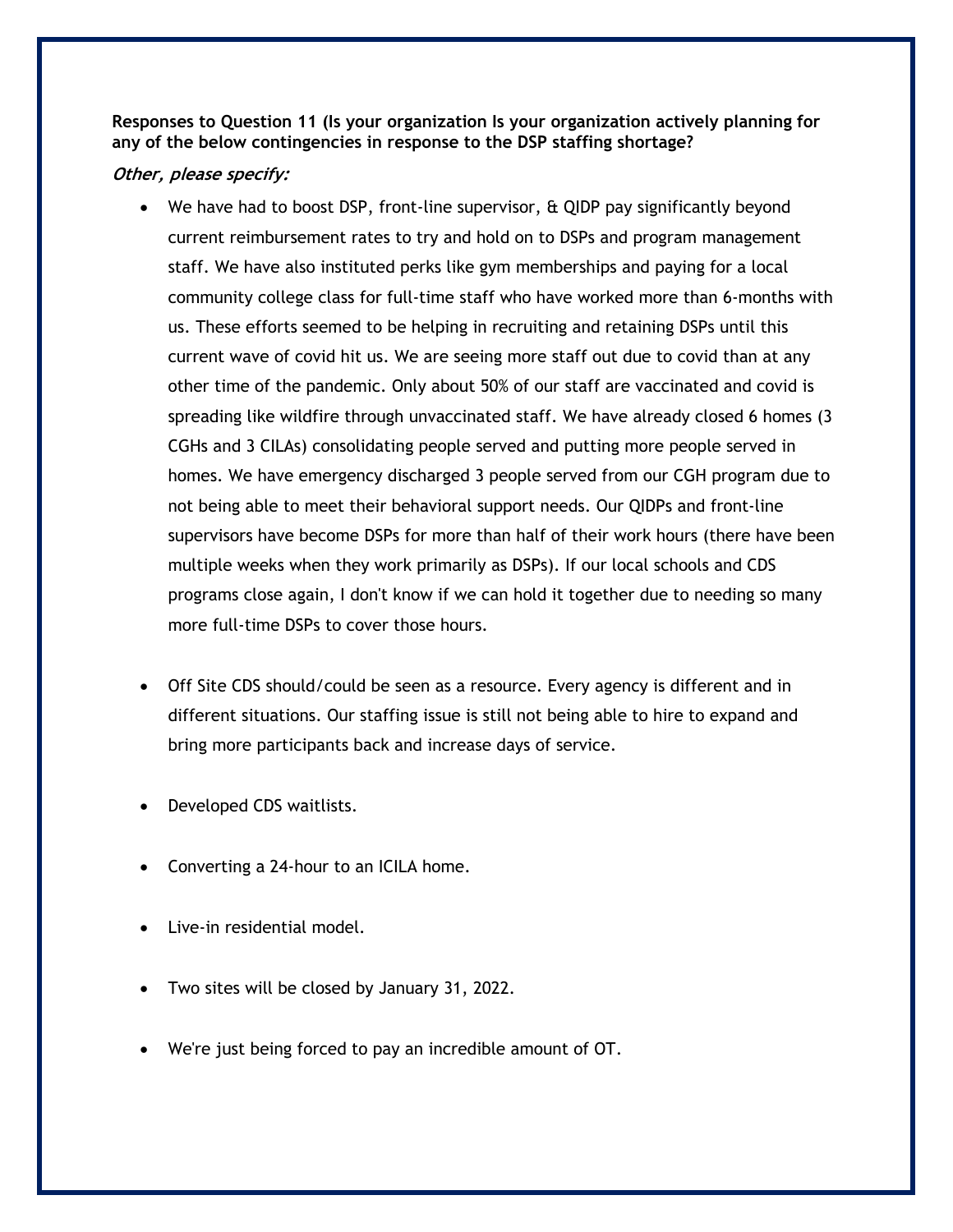**Responses to Question 11 (Is your organization Is your organization actively planning for any of the below contingencies in response to the DSP staffing shortage?**

***Other, please specify:***

- We have had to boost DSP, front-line supervisor, & QIDP pay significantly beyond current reimbursement rates to try and hold on to DSPs and program management staff. We have also instituted perks like gym memberships and paying for a local community college class for full-time staff who have worked more than 6-months with us. These efforts seemed to be helping in recruiting and retaining DSPs until this current wave of covid hit us. We are seeing more staff out due to covid than at any other time of the pandemic. Only about 50% of our staff are vaccinated and covid is spreading like wildfire through unvaccinated staff. We have already closed 6 homes (3 CGHs and 3 CILAs) consolidating people served and putting more people served in homes. We have emergency discharged 3 people served from our CGH program due to not being able to meet their behavioral support needs. Our QIDPs and front-line supervisors have become DSPs for more than half of their work hours (there have been multiple weeks when they work primarily as DSPs). If our local schools and CDS programs close again, I don't know if we can hold it together due to needing so many more full-time DSPs to cover those hours.

- Off Site CDS should/could be seen as a resource. Every agency is different and in different situations. Our staffing issue is still not being able to hire to expand and bring more participants back and increase days of service.

- Developed CDS waitlists.

- Converting a 24-hour to an ICILA home.

- Live-in residential model.

- Two sites will be closed by January 31, 2022.

- We're just being forced to pay an incredible amount of OT.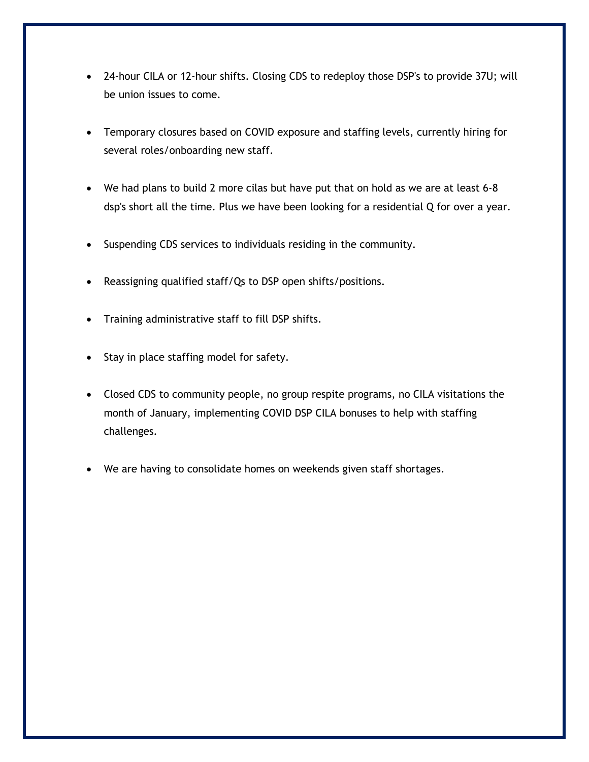- 24-hour CILA or 12-hour shifts. Closing CDS to redeploy those DSP's to provide 37U; will be union issues to come.
- Temporary closures based on COVID exposure and staffing levels, currently hiring for several roles/onboarding new staff.
- We had plans to build 2 more cilas but have put that on hold as we are at least 6-8 dsp's short all the time. Plus we have been looking for a residential Q for over a year.
- Suspending CDS services to individuals residing in the community.
- Reassigning qualified staff/Qs to DSP open shifts/positions.
- Training administrative staff to fill DSP shifts.
- Stay in place staffing model for safety.
- Closed CDS to community people, no group respite programs, no CILA visitations the month of January, implementing COVID DSP CILA bonuses to help with staffing challenges.
- We are having to consolidate homes on weekends given staff shortages.